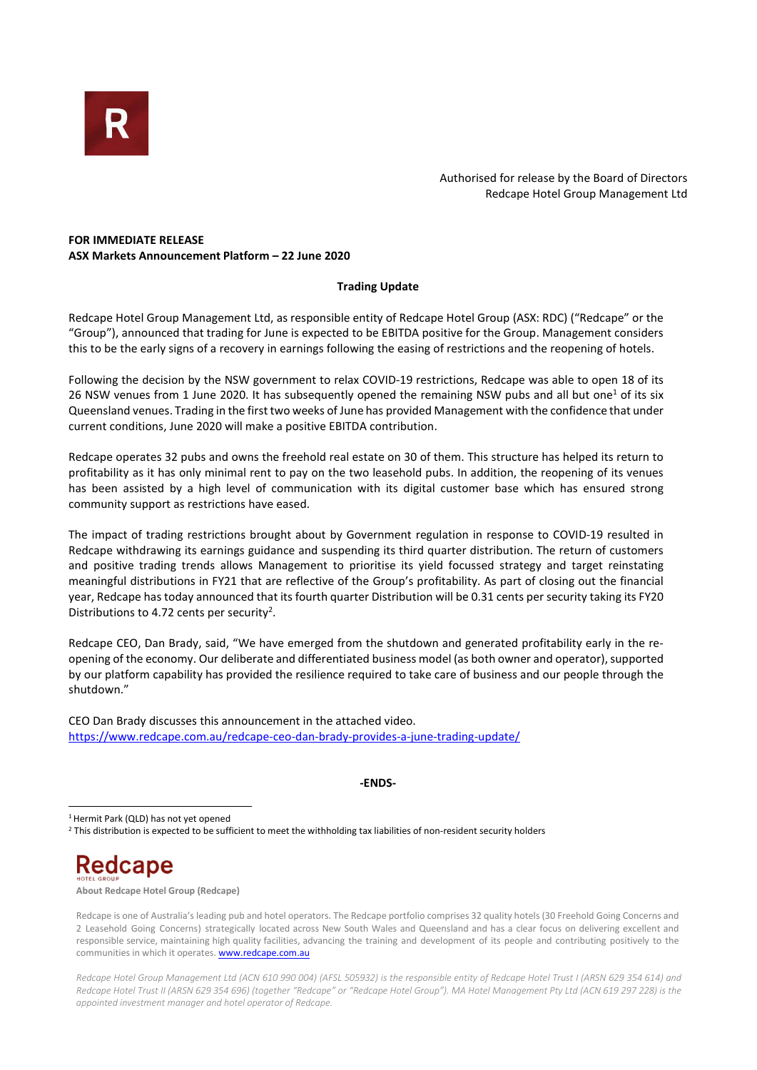Authorised for release by the Board of Directors
Redcape Hotel Group Management Ltd

**FOR IMMEDIATE RELEASE**
**ASX Markets Announcement Platform – 22 June 2020**

**Trading Update**

Redcape Hotel Group Management Ltd, as responsible entity of Redcape Hotel Group (ASX: RDC) ("Redcape" or the "Group"), announced that trading for June is expected to be EBITDA positive for the Group. Management considers this to be the early signs of a recovery in earnings following the easing of restrictions and the reopening of hotels.

Following the decision by the NSW government to relax COVID-19 restrictions, Redcape was able to open 18 of its 26 NSW venues from 1 June 2020. It has subsequently opened the remaining NSW pubs and all but one[1] of its six Queensland venues. Trading in the first two weeks of June has provided Management with the confidence that under current conditions, June 2020 will make a positive EBITDA contribution.

Redcape operates 32 pubs and owns the freehold real estate on 30 of them. This structure has helped its return to profitability as it has only minimal rent to pay on the two leasehold pubs. In addition, the reopening of its venues has been assisted by a high level of communication with its digital customer base which has ensured strong community support as restrictions have eased.

The impact of trading restrictions brought about by Government regulation in response to COVID-19 resulted in Redcape withdrawing its earnings guidance and suspending its third quarter distribution. The return of customers and positive trading trends allows Management to prioritise its yield focussed strategy and target reinstating meaningful distributions in FY21 that are reflective of the Group's profitability. As part of closing out the financial year, Redcape has today announced that its fourth quarter Distribution will be 0.31 cents per security taking its FY20 Distributions to 4.72 cents per security[2].

Redcape CEO, Dan Brady, said, "We have emerged from the shutdown and generated profitability early in the re-opening of the economy. Our deliberate and differentiated business model (as both owner and operator), supported by our platform capability has provided the resilience required to take care of business and our people through the shutdown."

CEO Dan Brady discusses this announcement in the attached video.
https://www.redcape.com.au/redcape-ceo-dan-brady-provides-a-june-trading-update/

**-ENDS-**

[1] Hermit Park (QLD) has not yet opened
[2] This distribution is expected to be sufficient to meet the withholding tax liabilities of non-resident security holders

Redcape HOTEL GROUP

**About Redcape Hotel Group (Redcape)**

Redcape is one of Australia's leading pub and hotel operators. The Redcape portfolio comprises 32 quality hotels (30 Freehold Going Concerns and 2 Leasehold Going Concerns) strategically located across New South Wales and Queensland and has a clear focus on delivering excellent and responsible service, maintaining high quality facilities, advancing the training and development of its people and contributing positively to the communities in which it operates. www.redcape.com.au

*Redcape Hotel Group Management Ltd (ACN 610 990 004) (AFSL 505932) is the responsible entity of Redcape Hotel Trust I (ARSN 629 354 614) and Redcape Hotel Trust II (ARSN 629 354 696) (together "Redcape" or "Redcape Hotel Group"). MA Hotel Management Pty Ltd (ACN 619 297 228) is the appointed investment manager and hotel operator of Redcape.*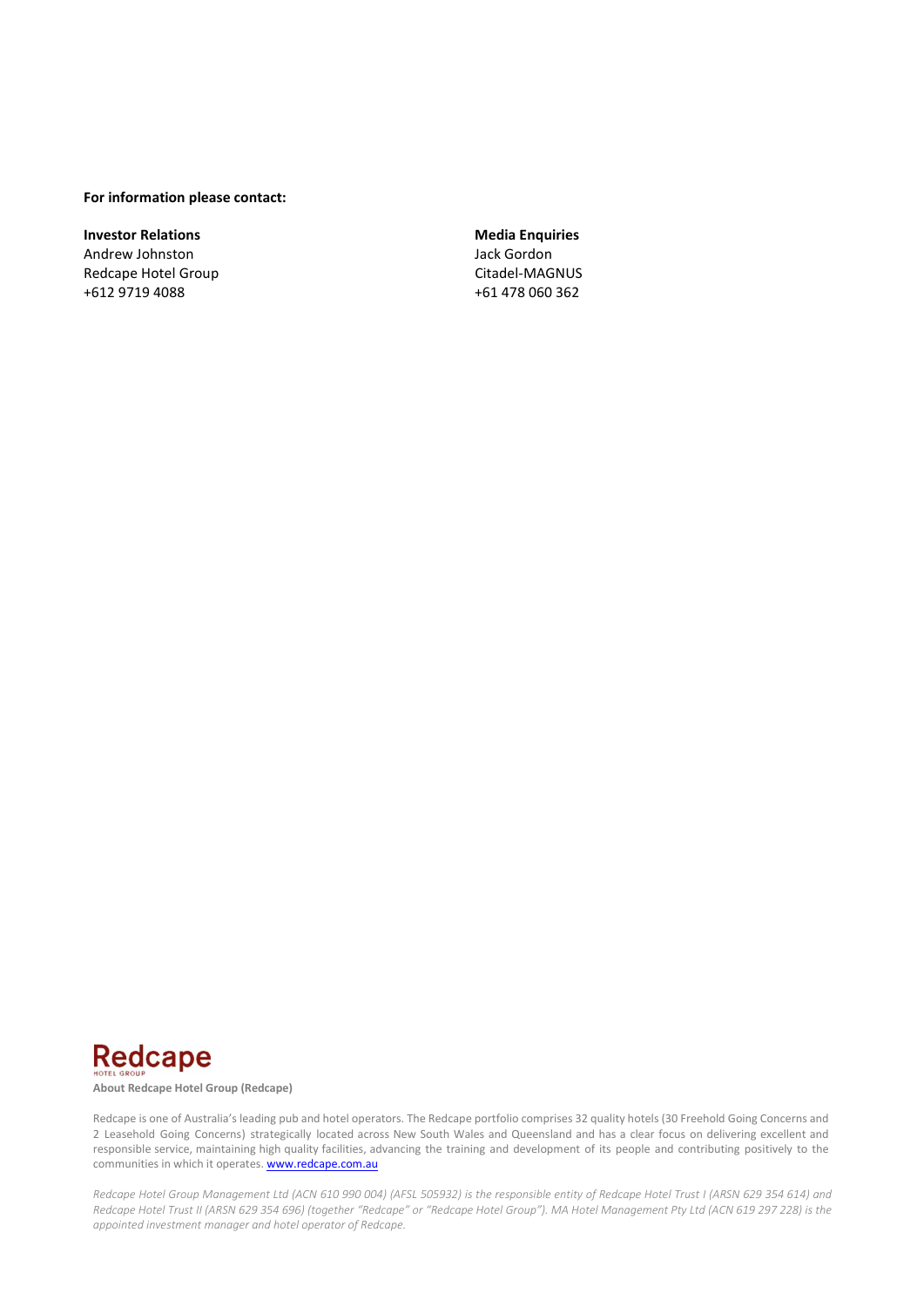**For information please contact:**

**Investor Relations**
Andrew Johnston
Redcape Hotel Group
+612 9719 4088

**Media Enquiries**
Jack Gordon
Citadel-MAGNUS
+61 478 060 362

Redcape
HOTEL GROUP

**About Redcape Hotel Group (Redcape)**

Redcape is one of Australia's leading pub and hotel operators. The Redcape portfolio comprises 32 quality hotels (30 Freehold Going Concerns and 2 Leasehold Going Concerns) strategically located across New South Wales and Queensland and has a clear focus on delivering excellent and responsible service, maintaining high quality facilities, advancing the training and development of its people and contributing positively to the communities in which it operates. www.redcape.com.au

*Redcape Hotel Group Management Ltd (ACN 610 990 004) (AFSL 505932) is the responsible entity of Redcape Hotel Trust I (ARSN 629 354 614) and Redcape Hotel Trust II (ARSN 629 354 696) (together "Redcape" or "Redcape Hotel Group"). MA Hotel Management Pty Ltd (ACN 619 297 228) is the appointed investment manager and hotel operator of Redcape.*